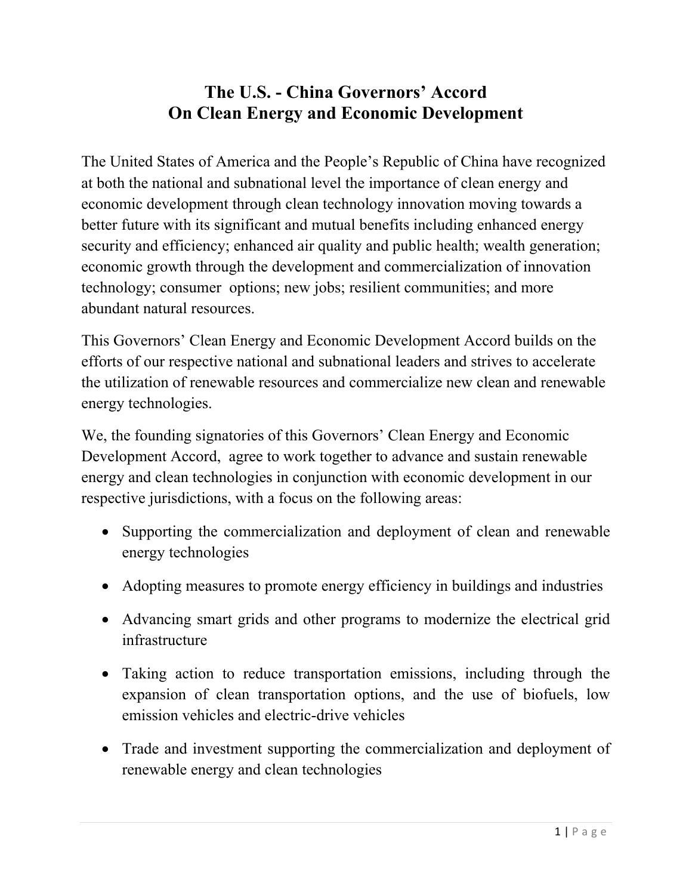# The U.S. - China Governors' Accord
# On Clean Energy and Economic Development

The United States of America and the People's Republic of China have recognized at both the national and subnational level the importance of clean energy and economic development through clean technology innovation moving towards a better future with its significant and mutual benefits including enhanced energy security and efficiency; enhanced air quality and public health; wealth generation; economic growth through the development and commercialization of innovation technology; consumer options; new jobs; resilient communities; and more abundant natural resources.

This Governors' Clean Energy and Economic Development Accord builds on the efforts of our respective national and subnational leaders and strives to accelerate the utilization of renewable resources and commercialize new clean and renewable energy technologies.

We, the founding signatories of this Governors' Clean Energy and Economic Development Accord, agree to work together to advance and sustain renewable energy and clean technologies in conjunction with economic development in our respective jurisdictions, with a focus on the following areas:

- Supporting the commercialization and deployment of clean and renewable energy technologies
- Adopting measures to promote energy efficiency in buildings and industries
- Advancing smart grids and other programs to modernize the electrical grid infrastructure
- Taking action to reduce transportation emissions, including through the expansion of clean transportation options, and the use of biofuels, low emission vehicles and electric-drive vehicles
- Trade and investment supporting the commercialization and deployment of renewable energy and clean technologies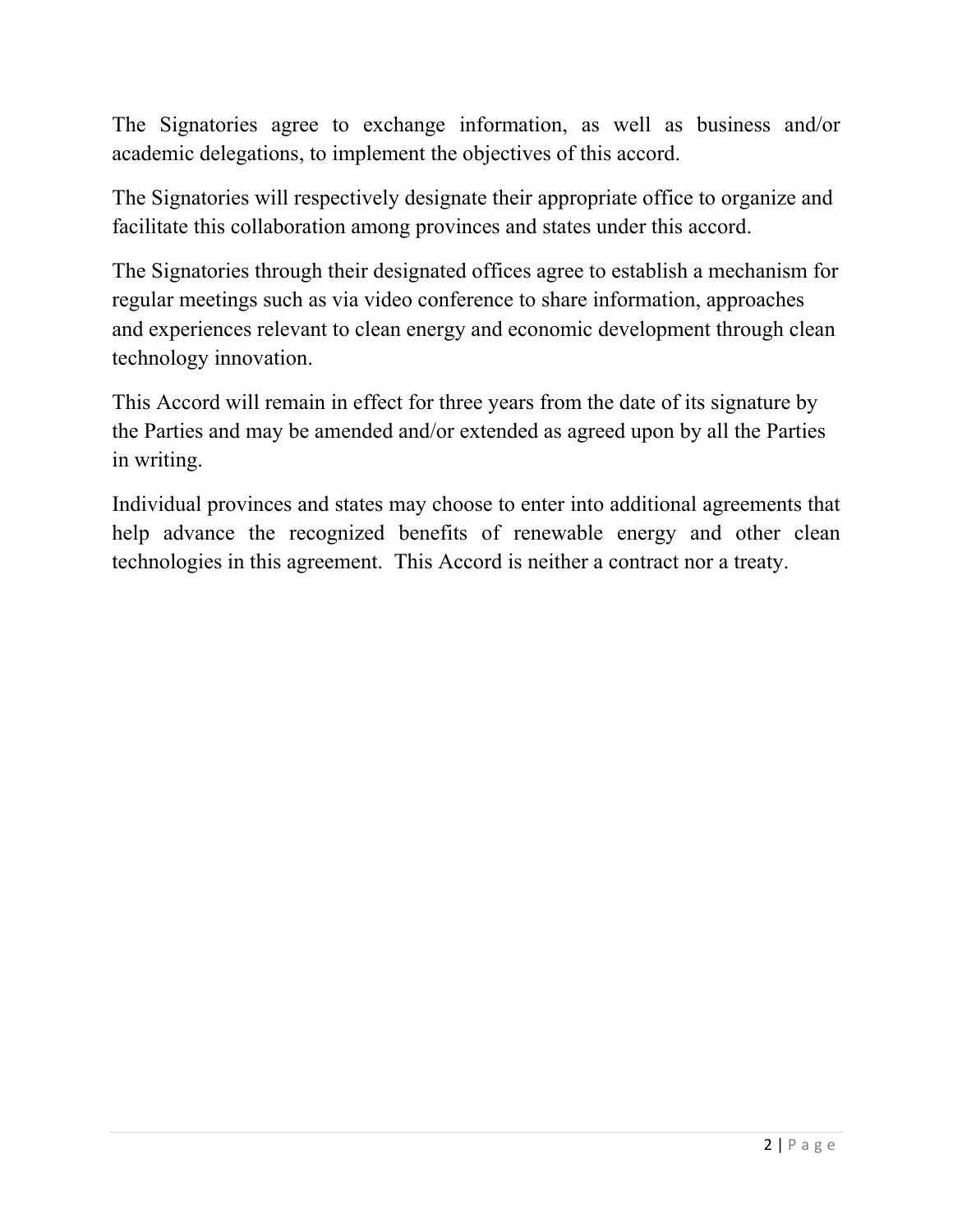The Signatories agree to exchange information, as well as business and/or academic delegations, to implement the objectives of this accord.

The Signatories will respectively designate their appropriate office to organize and facilitate this collaboration among provinces and states under this accord.

The Signatories through their designated offices agree to establish a mechanism for regular meetings such as via video conference to share information, approaches and experiences relevant to clean energy and economic development through clean technology innovation.

This Accord will remain in effect for three years from the date of its signature by the Parties and may be amended and/or extended as agreed upon by all the Parties in writing.

Individual provinces and states may choose to enter into additional agreements that help advance the recognized benefits of renewable energy and other clean technologies in this agreement. This Accord is neither a contract nor a treaty.